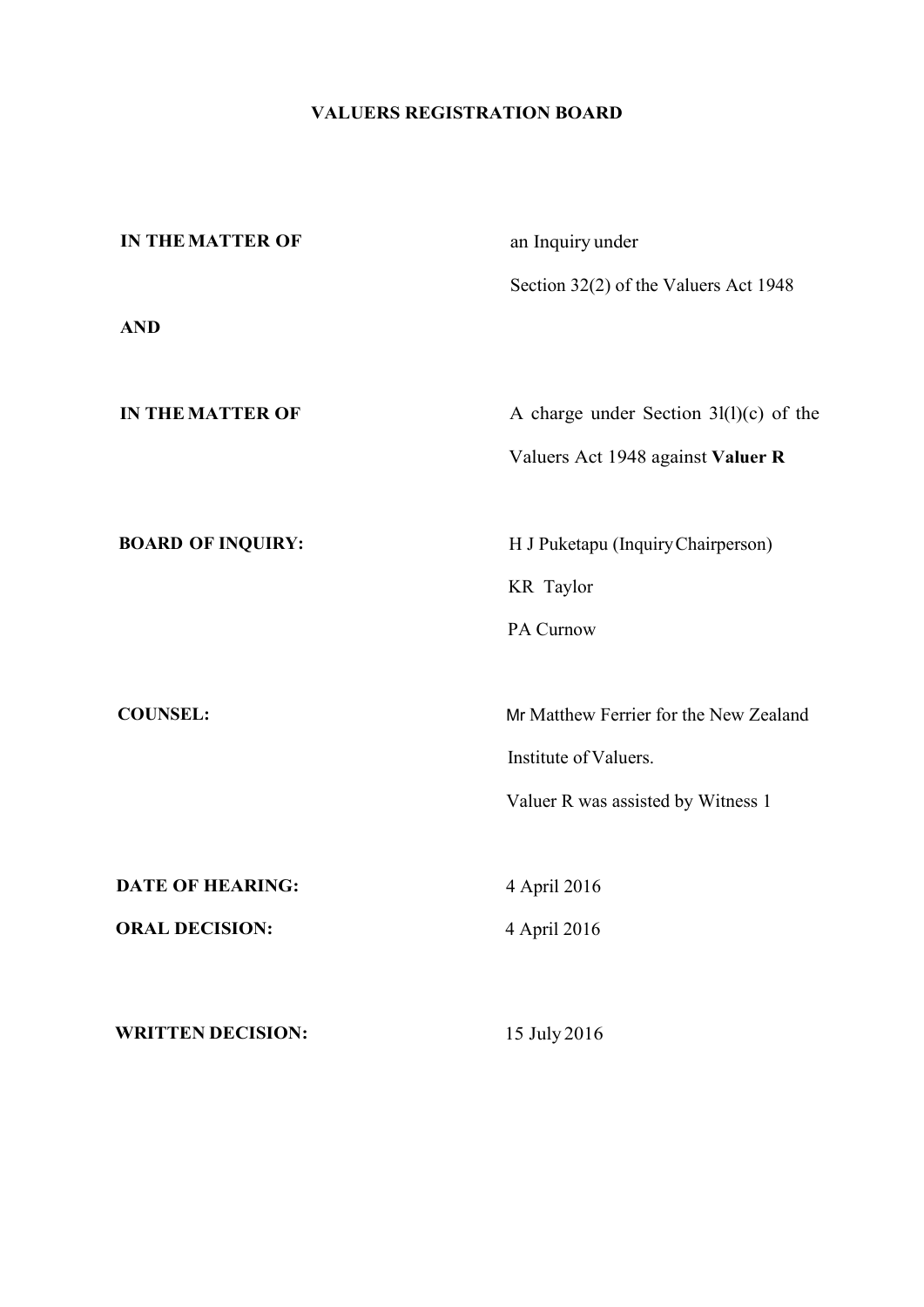# VALUERS REGISTRATION BOARD

| | |
|---|---|
| **IN THE MATTER OF** | an Inquiry under Section 32(2) of the Valuers Act 1948 |
| **AND** | |
| **IN THE MATTER OF** | A charge under Section 3l(l)(c) of the Valuers Act 1948 against **Valuer R** |
| **BOARD OF INQUIRY:** | H J Puketapu (Inquiry Chairperson)<br>KR Taylor<br>PA Curnow |
| **COUNSEL:** | Mr Matthew Ferrier for the New Zealand Institute of Valuers.<br>Valuer R was assisted by Witness 1 |
| **DATE OF HEARING:** | 4 April 2016 |
| **ORAL DECISION:** | 4 April 2016 |
| **WRITTEN DECISION:** | 15 July 2016 |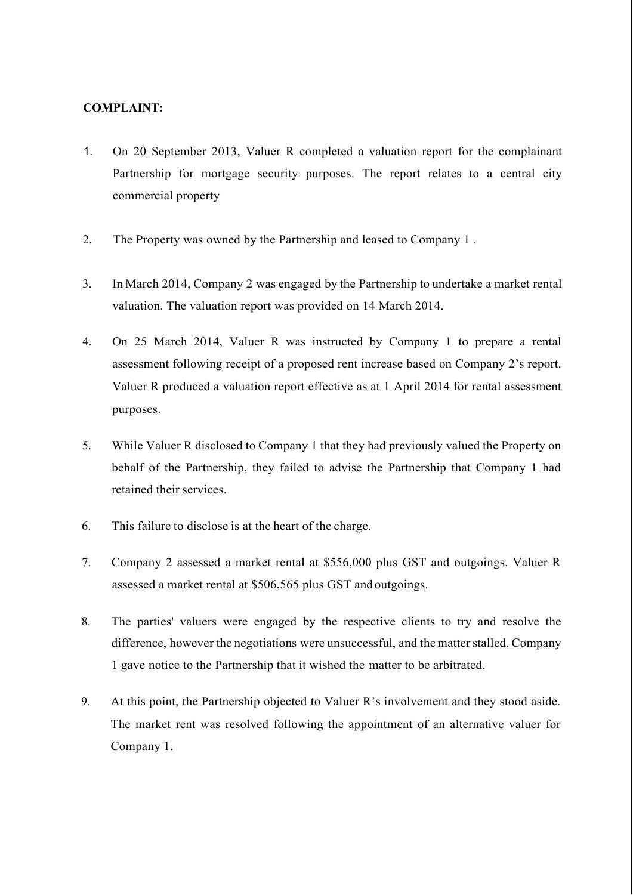**COMPLAINT:**

1. On 20 September 2013, Valuer R completed a valuation report for the complainant Partnership for mortgage security purposes. The report relates to a central city commercial property

2. The Property was owned by the Partnership and leased to Company 1 .

3. In March 2014, Company 2 was engaged by the Partnership to undertake a market rental valuation. The valuation report was provided on 14 March 2014.

4. On 25 March 2014, Valuer R was instructed by Company 1 to prepare a rental assessment following receipt of a proposed rent increase based on Company 2's report. Valuer R produced a valuation report effective as at 1 April 2014 for rental assessment purposes.

5. While Valuer R disclosed to Company 1 that they had previously valued the Property on behalf of the Partnership, they failed to advise the Partnership that Company 1 had retained their services.

6. This failure to disclose is at the heart of the charge.

7. Company 2 assessed a market rental at $556,000 plus GST and outgoings. Valuer R assessed a market rental at $506,565 plus GST and outgoings.

8. The parties' valuers were engaged by the respective clients to try and resolve the difference, however the negotiations were unsuccessful, and the matter stalled. Company 1 gave notice to the Partnership that it wished the matter to be arbitrated.

9. At this point, the Partnership objected to Valuer R's involvement and they stood aside. The market rent was resolved following the appointment of an alternative valuer for Company 1.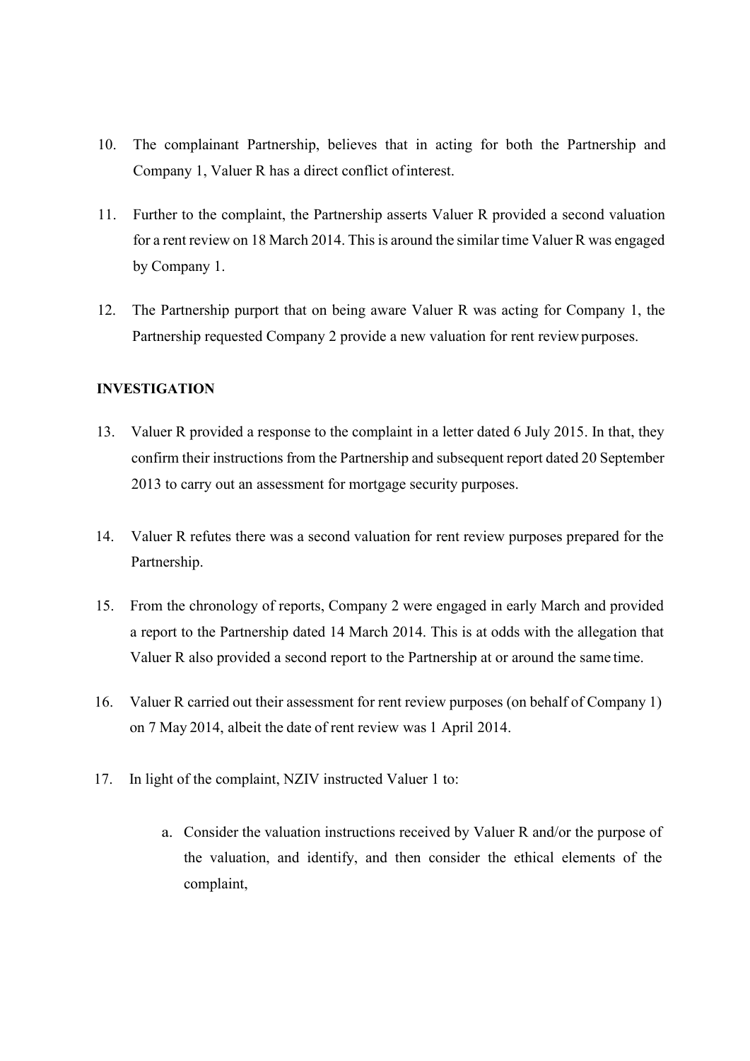10. The complainant Partnership, believes that in acting for both the Partnership and Company 1, Valuer R has a direct conflict of interest.

11. Further to the complaint, the Partnership asserts Valuer R provided a second valuation for a rent review on 18 March 2014. This is around the similar time Valuer R was engaged by Company 1.

12. The Partnership purport that on being aware Valuer R was acting for Company 1, the Partnership requested Company 2 provide a new valuation for rent review purposes.

**INVESTIGATION**

13. Valuer R provided a response to the complaint in a letter dated 6 July 2015. In that, they confirm their instructions from the Partnership and subsequent report dated 20 September 2013 to carry out an assessment for mortgage security purposes.

14. Valuer R refutes there was a second valuation for rent review purposes prepared for the Partnership.

15. From the chronology of reports, Company 2 were engaged in early March and provided a report to the Partnership dated 14 March 2014. This is at odds with the allegation that Valuer R also provided a second report to the Partnership at or around the same time.

16. Valuer R carried out their assessment for rent review purposes (on behalf of Company 1) on 7 May 2014, albeit the date of rent review was 1 April 2014.

17. In light of the complaint, NZIV instructed Valuer 1 to:

    a. Consider the valuation instructions received by Valuer R and/or the purpose of the valuation, and identify, and then consider the ethical elements of the complaint,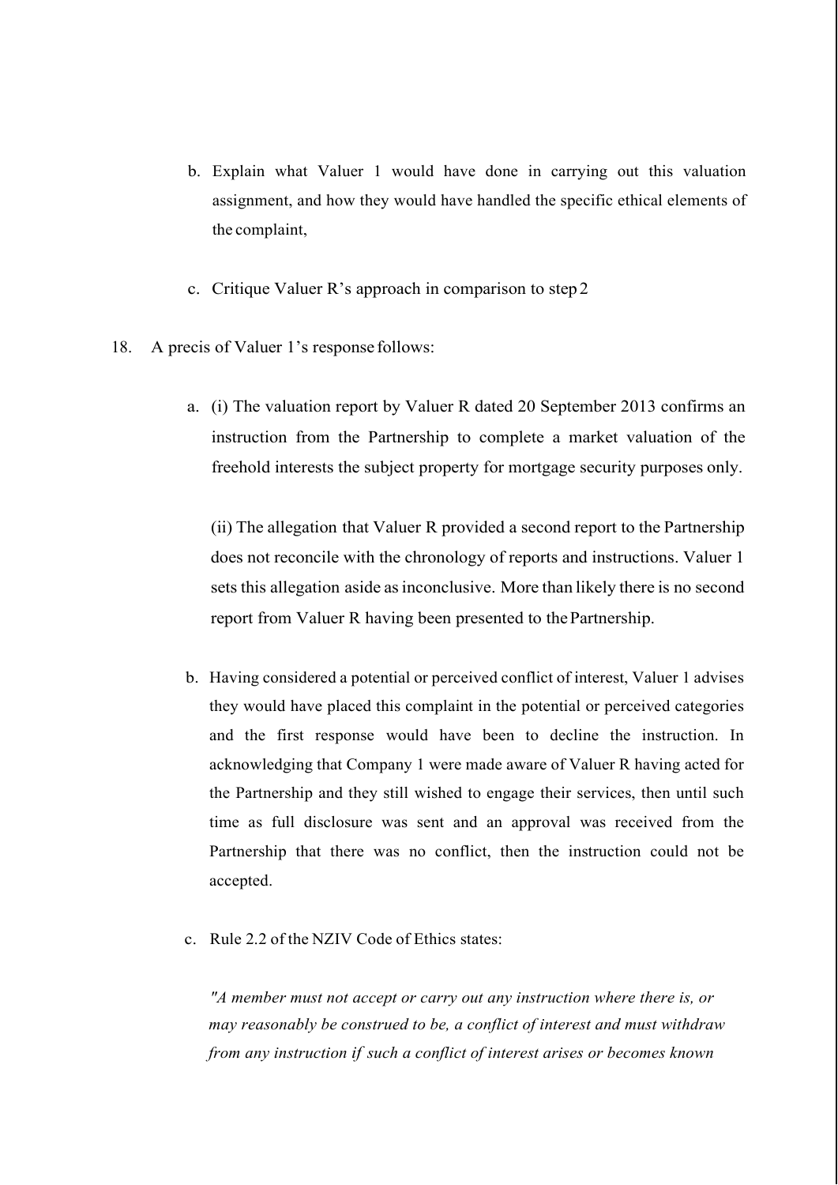b. Explain what Valuer 1 would have done in carrying out this valuation assignment, and how they would have handled the specific ethical elements of the complaint,

c. Critique Valuer R's approach in comparison to step 2

18. A precis of Valuer 1's response follows:

a. (i) The valuation report by Valuer R dated 20 September 2013 confirms an instruction from the Partnership to complete a market valuation of the freehold interests the subject property for mortgage security purposes only.

   (ii) The allegation that Valuer R provided a second report to the Partnership does not reconcile with the chronology of reports and instructions. Valuer 1 sets this allegation aside as inconclusive. More than likely there is no second report from Valuer R having been presented to the Partnership.

b. Having considered a potential or perceived conflict of interest, Valuer 1 advises they would have placed this complaint in the potential or perceived categories and the first response would have been to decline the instruction. In acknowledging that Company 1 were made aware of Valuer R having acted for the Partnership and they still wished to engage their services, then until such time as full disclosure was sent and an approval was received from the Partnership that there was no conflict, then the instruction could not be accepted.

c. Rule 2.2 of the NZIV Code of Ethics states:

   *"A member must not accept or carry out any instruction where there is, or may reasonably be construed to be, a conflict of interest and must withdraw from any instruction if such a conflict of interest arises or becomes known*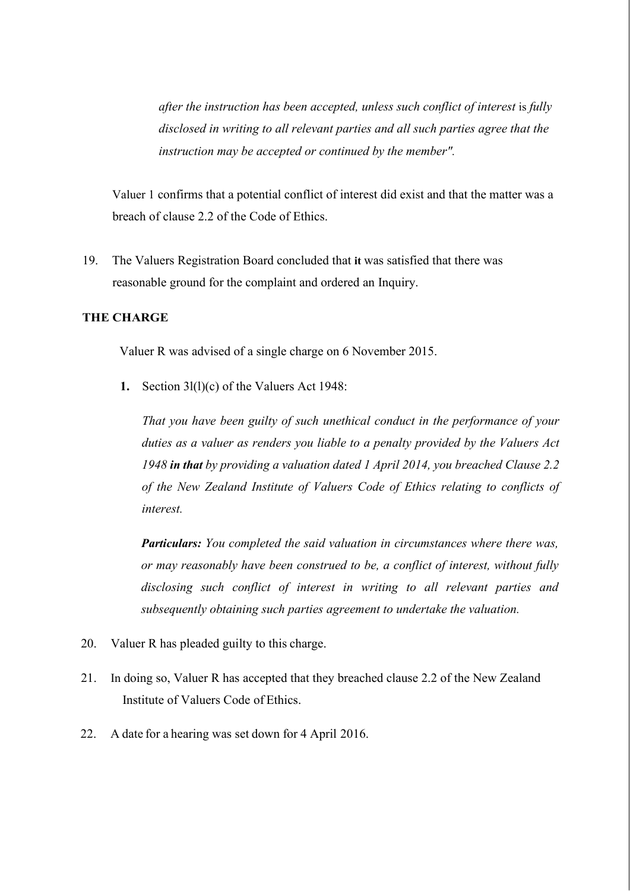> *after the instruction has been accepted, unless such conflict of interest* is *fully disclosed in writing to all relevant parties and all such parties agree that the instruction may be accepted or continued by the member".*

Valuer 1 confirms that a potential conflict of interest did exist and that the matter was a breach of clause 2.2 of the Code of Ethics.

19. The Valuers Registration Board concluded that **it** was satisfied that there was reasonable ground for the complaint and ordered an Inquiry.

**THE CHARGE**

Valuer R was advised of a single charge on 6 November 2015.

1. Section 3l(l)(c) of the Valuers Act 1948:

   *That you have been guilty of such unethical conduct in the performance of your duties as a valuer as renders you liable to a penalty provided by the Valuers Act 1948* ***in that*** *by providing a valuation dated 1 April 2014, you breached Clause 2.2 of the New Zealand Institute of Valuers Code of Ethics relating to conflicts of interest.*

   ***Particulars:*** *You completed the said valuation in circumstances where there was, or may reasonably have been construed to be, a conflict of interest, without fully disclosing such conflict of interest in writing to all relevant parties and subsequently obtaining such parties agreement to undertake the valuation.*

20. Valuer R has pleaded guilty to this charge.

21. In doing so, Valuer R has accepted that they breached clause 2.2 of the New Zealand Institute of Valuers Code of Ethics.

22. A date for a hearing was set down for 4 April 2016.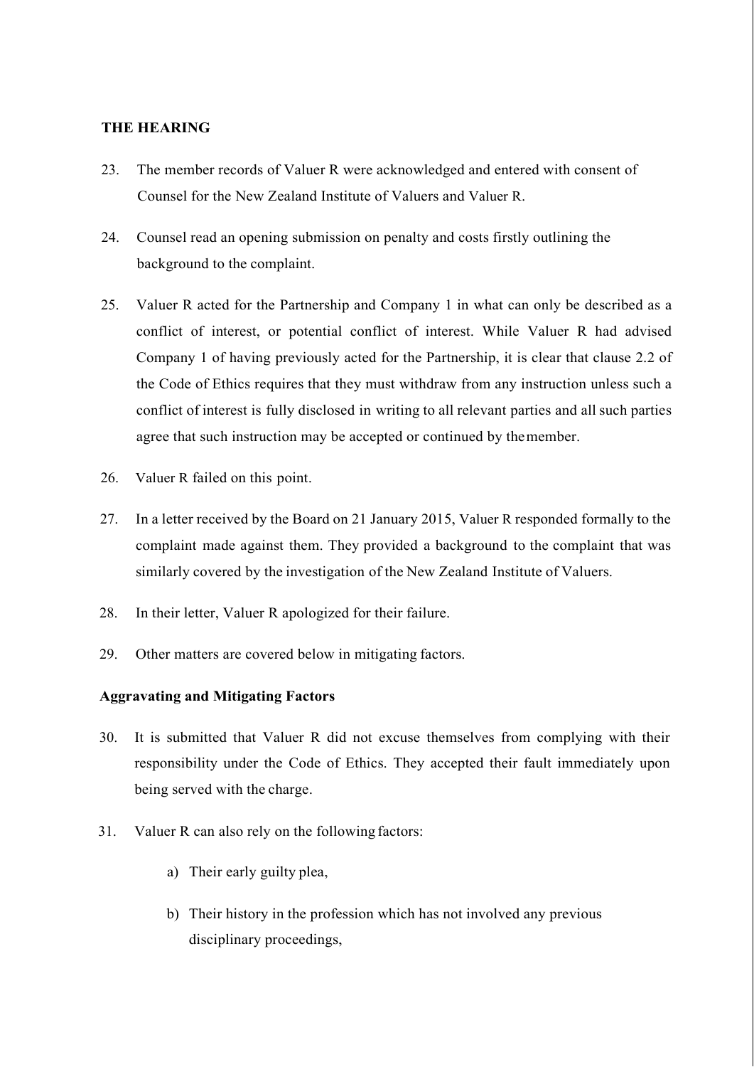## THE HEARING

23. The member records of Valuer R were acknowledged and entered with consent of Counsel for the New Zealand Institute of Valuers and Valuer R.

24. Counsel read an opening submission on penalty and costs firstly outlining the background to the complaint.

25. Valuer R acted for the Partnership and Company 1 in what can only be described as a conflict of interest, or potential conflict of interest. While Valuer R had advised Company 1 of having previously acted for the Partnership, it is clear that clause 2.2 of the Code of Ethics requires that they must withdraw from any instruction unless such a conflict of interest is fully disclosed in writing to all relevant parties and all such parties agree that such instruction may be accepted or continued by the member.

26. Valuer R failed on this point.

27. In a letter received by the Board on 21 January 2015, Valuer R responded formally to the complaint made against them. They provided a background to the complaint that was similarly covered by the investigation of the New Zealand Institute of Valuers.

28. In their letter, Valuer R apologized for their failure.

29. Other matters are covered below in mitigating factors.

### Aggravating and Mitigating Factors

30. It is submitted that Valuer R did not excuse themselves from complying with their responsibility under the Code of Ethics. They accepted their fault immediately upon being served with the charge.

31. Valuer R can also rely on the following factors:

    a) Their early guilty plea,

    b) Their history in the profession which has not involved any previous disciplinary proceedings,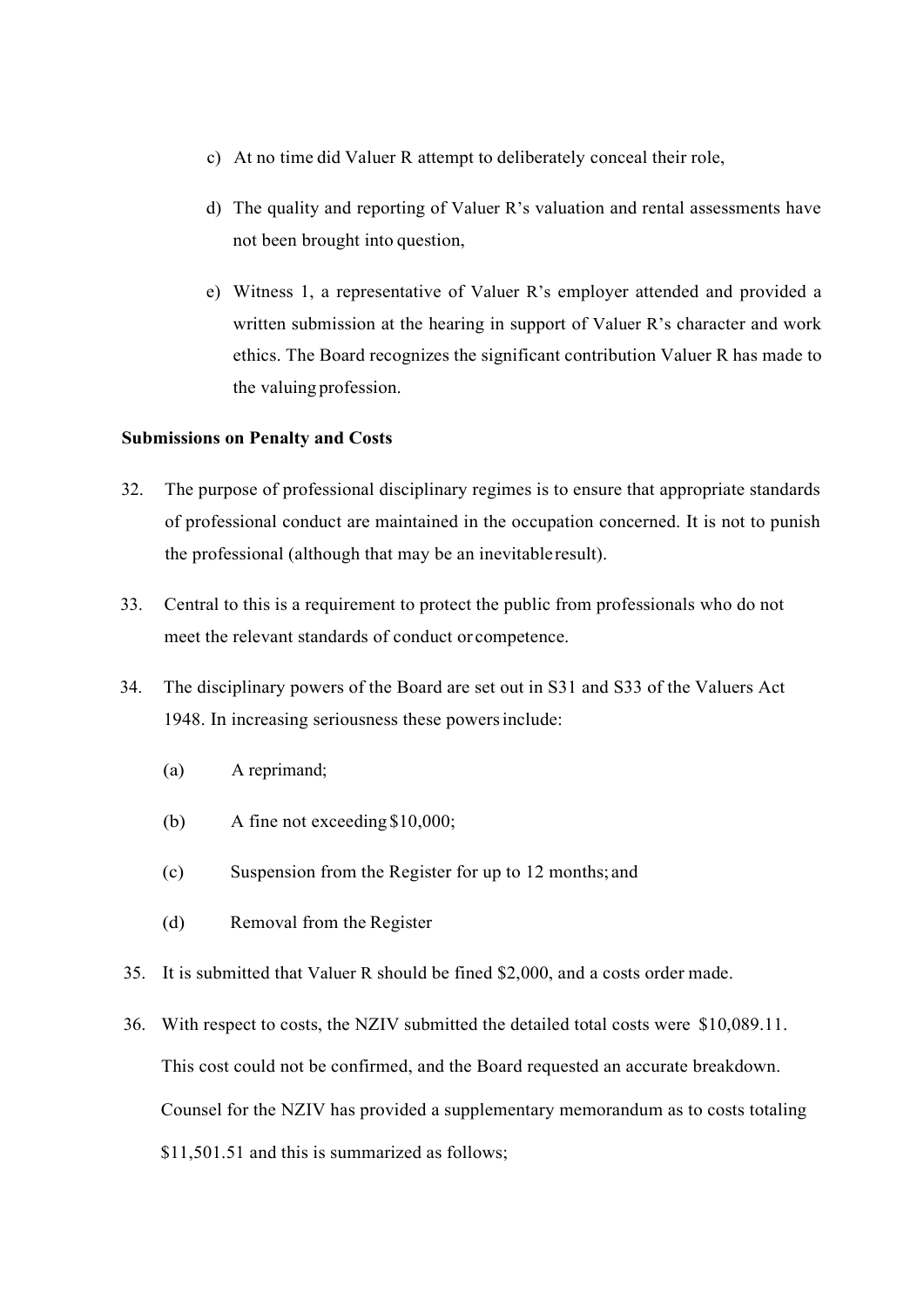c) At no time did Valuer R attempt to deliberately conceal their role,

d) The quality and reporting of Valuer R's valuation and rental assessments have not been brought into question,

e) Witness 1, a representative of Valuer R's employer attended and provided a written submission at the hearing in support of Valuer R's character and work ethics. The Board recognizes the significant contribution Valuer R has made to the valuing profession.

**Submissions on Penalty and Costs**

32. The purpose of professional disciplinary regimes is to ensure that appropriate standards of professional conduct are maintained in the occupation concerned. It is not to punish the professional (although that may be an inevitable result).

33. Central to this is a requirement to protect the public from professionals who do not meet the relevant standards of conduct or competence.

34. The disciplinary powers of the Board are set out in S31 and S33 of the Valuers Act 1948. In increasing seriousness these powers include:

    (a) A reprimand;

    (b) A fine not exceeding $10,000;

    (c) Suspension from the Register for up to 12 months; and

    (d) Removal from the Register

35. It is submitted that Valuer R should be fined $2,000, and a costs order made.

36. With respect to costs, the NZIV submitted the detailed total costs were $10,089.11. This cost could not be confirmed, and the Board requested an accurate breakdown. Counsel for the NZIV has provided a supplementary memorandum as to costs totaling $11,501.51 and this is summarized as follows;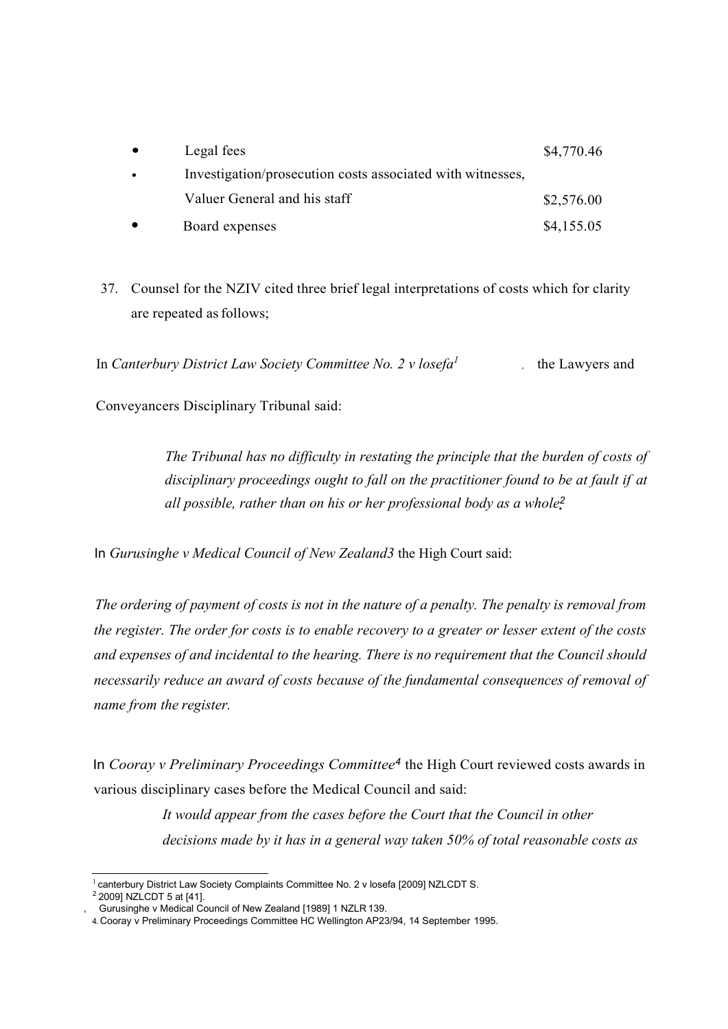- Legal fees $4,770.46
- Investigation/prosecution costs associated with witnesses, Valuer General and his staff $2,576.00
- Board expenses $4,155.05

37. Counsel for the NZIV cited three brief legal interpretations of costs which for clarity are repeated as follows;

In *Canterbury District Law Society Committee No. 2 v losefa*[1], the Lawyers and Conveyancers Disciplinary Tribunal said:

> *The Tribunal has no difficulty in restating the principle that the burden of costs of disciplinary proceedings ought to fall on the practitioner found to be at fault if at all possible, rather than on his or her professional body as a whole*[2]

In *Gurusinghe v Medical Council of New Zealand3* the High Court said:

*The ordering of payment of costs is not in the nature of a penalty. The penalty is removal from the register. The order for costs is to enable recovery to a greater or lesser extent of the costs and expenses of and incidental to the hearing. There is no requirement that the Council should necessarily reduce an award of costs because of the fundamental consequences of removal of name from the register.*

In *Cooray v Preliminary Proceedings Committee*[4] the High Court reviewed costs awards in various disciplinary cases before the Medical Council and said:

> *It would appear from the cases before the Court that the Council in other decisions made by it has in a general way taken 50% of total reasonable costs as*

---

[1] canterbury District Law Society Complaints Committee No. 2 v losefa [2009] NZLCDT S.
[2] 2009] NZLCDT 5 at [41].
[3] Gurusinghe v Medical Council of New Zealand [1989] 1 NZLR 139.
[4] Cooray v Preliminary Proceedings Committee HC Wellington AP23/94, 14 September 1995.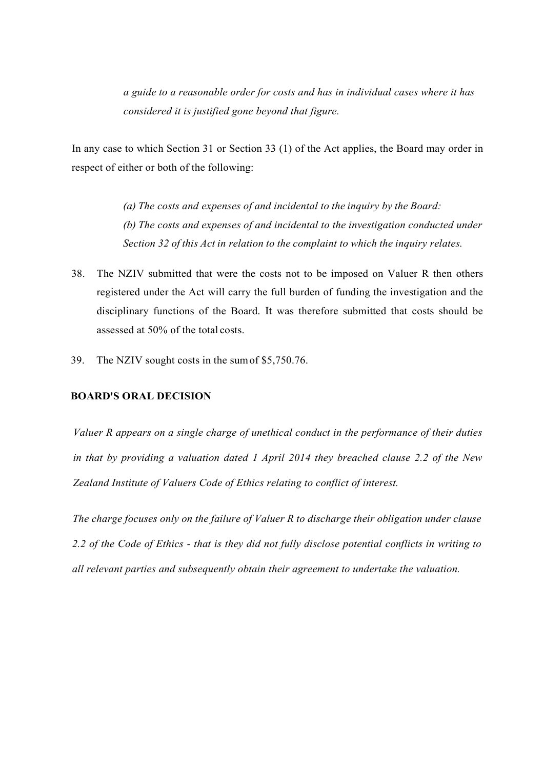*a guide to a reasonable order for costs and has in individual cases where it has considered it is justified gone beyond that figure.*

In any case to which Section 31 or Section 33 (1) of the Act applies, the Board may order in respect of either or both of the following:

> *(a) The costs and expenses of and incidental to the inquiry by the Board:*
> *(b) The costs and expenses of and incidental to the investigation conducted under Section 32 of this Act in relation to the complaint to which the inquiry relates.*

38. The NZIV submitted that were the costs not to be imposed on Valuer R then others registered under the Act will carry the full burden of funding the investigation and the disciplinary functions of the Board. It was therefore submitted that costs should be assessed at 50% of the total costs.

39. The NZIV sought costs in the sum of $5,750.76.

**BOARD'S ORAL DECISION**

*Valuer R appears on a single charge of unethical conduct in the performance of their duties in that by providing a valuation dated 1 April 2014 they breached clause 2.2 of the New Zealand Institute of Valuers Code of Ethics relating to conflict of interest.*

*The charge focuses only on the failure of Valuer R to discharge their obligation under clause 2.2 of the Code of Ethics - that is they did not fully disclose potential conflicts in writing to all relevant parties and subsequently obtain their agreement to undertake the valuation.*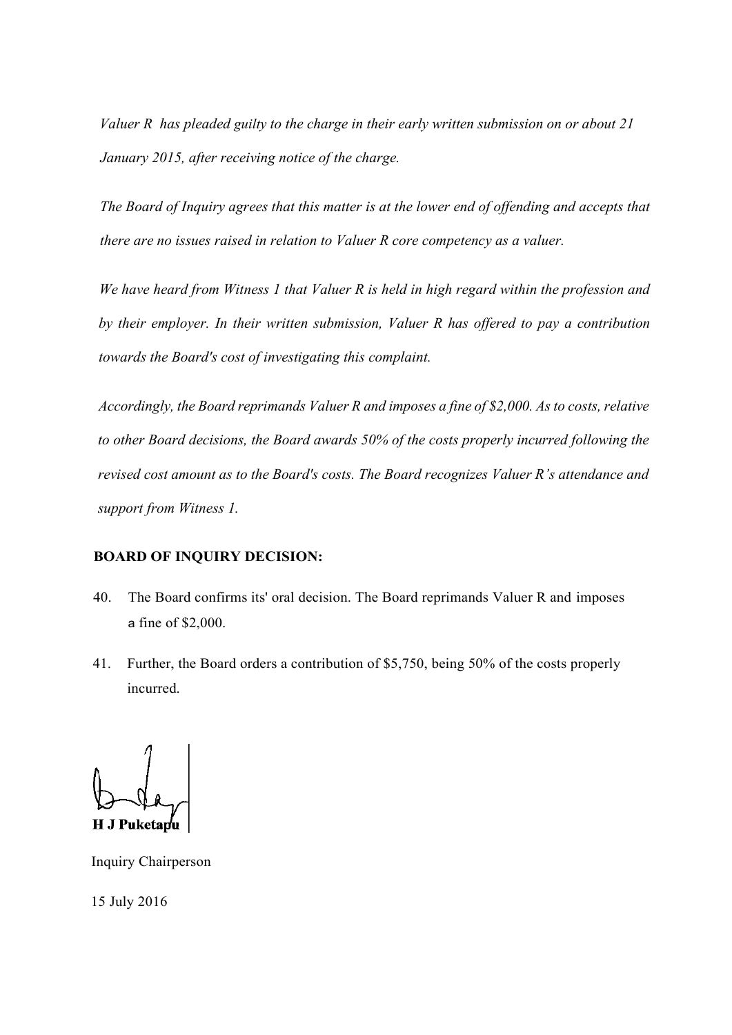*Valuer R has pleaded guilty to the charge in their early written submission on or about 21 January 2015, after receiving notice of the charge.*

*The Board of Inquiry agrees that this matter is at the lower end of offending and accepts that there are no issues raised in relation to Valuer R core competency as a valuer.*

*We have heard from Witness 1 that Valuer R is held in high regard within the profession and by their employer. In their written submission, Valuer R has offered to pay a contribution towards the Board's cost of investigating this complaint.*

*Accordingly, the Board reprimands Valuer R and imposes a fine of $2,000. As to costs, relative to other Board decisions, the Board awards 50% of the costs properly incurred following the revised cost amount as to the Board's costs. The Board recognizes Valuer R's attendance and support from Witness 1.*

**BOARD OF INQUIRY DECISION:**

40. The Board confirms its' oral decision. The Board reprimands Valuer R and imposes a fine of $2,000.

41. Further, the Board orders a contribution of $5,750, being 50% of the costs properly incurred.

**H J Puketapu**

Inquiry Chairperson

15 July 2016